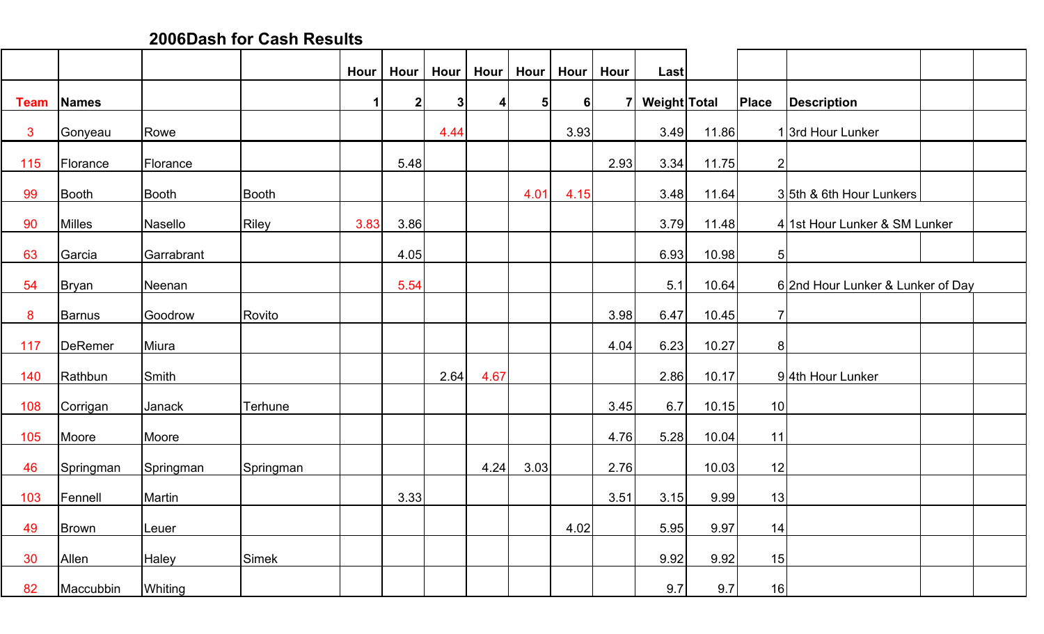# 2006Dash for Cash Results

| Team | Names | | | Hour 1 | Hour 2 | Hour 3 | Hour 4 | Hour 5 | Hour 6 | Hour 7 | Last Weight | Total | Place | Description | | |
|---|---|---|---|---|---|---|---|---|---|---|---|---|---|---|---|---|
| 3 | Gonyeau | Rowe | | | | 4.44 | | | 3.93 | | 3.49 | 11.86 | 1 | 3rd Hour Lunker | | |
| 115 | Florance | Florance | | | 5.48 | | | | | 2.93 | 3.34 | 11.75 | 2 | | | |
| 99 | Booth | Booth | Booth | | | | | 4.01 | 4.15 | | 3.48 | 11.64 | 3 | 5th & 6th Hour Lunkers | | |
| 90 | Milles | Nasello | Riley | 3.83 | 3.86 | | | | | | 3.79 | 11.48 | 4 | 1st Hour Lunker & SM Lunker | | |
| 63 | Garcia | Garrabrant | | | 4.05 | | | | | | 6.93 | 10.98 | 5 | | | |
| 54 | Bryan | Neenan | | | 5.54 | | | | | | 5.1 | 10.64 | 6 | 2nd Hour Lunker & Lunker of Day | | |
| 8 | Barnus | Goodrow | Rovito | | | | | | | 3.98 | 6.47 | 10.45 | 7 | | | |
| 117 | DeRemer | Miura | | | | | | | | 4.04 | 6.23 | 10.27 | 8 | | | |
| 140 | Rathbun | Smith | | | | 2.64 | 4.67 | | | | 2.86 | 10.17 | 9 | 4th Hour Lunker | | |
| 108 | Corrigan | Janack | Terhune | | | | | | | 3.45 | 6.7 | 10.15 | 10 | | | |
| 105 | Moore | Moore | | | | | | | | 4.76 | 5.28 | 10.04 | 11 | | | |
| 46 | Springman | Springman | Springman | | | | 4.24 | 3.03 | | 2.76 | | 10.03 | 12 | | | |
| 103 | Fennell | Martin | | | 3.33 | | | | | 3.51 | 3.15 | 9.99 | 13 | | | |
| 49 | Brown | Leuer | | | | | | | 4.02 | | 5.95 | 9.97 | 14 | | | |
| 30 | Allen | Haley | Simek | | | | | | | | 9.92 | 9.92 | 15 | | | |
| 82 | Maccubbin | Whiting | | | | | | | | | 9.7 | 9.7 | 16 | | | |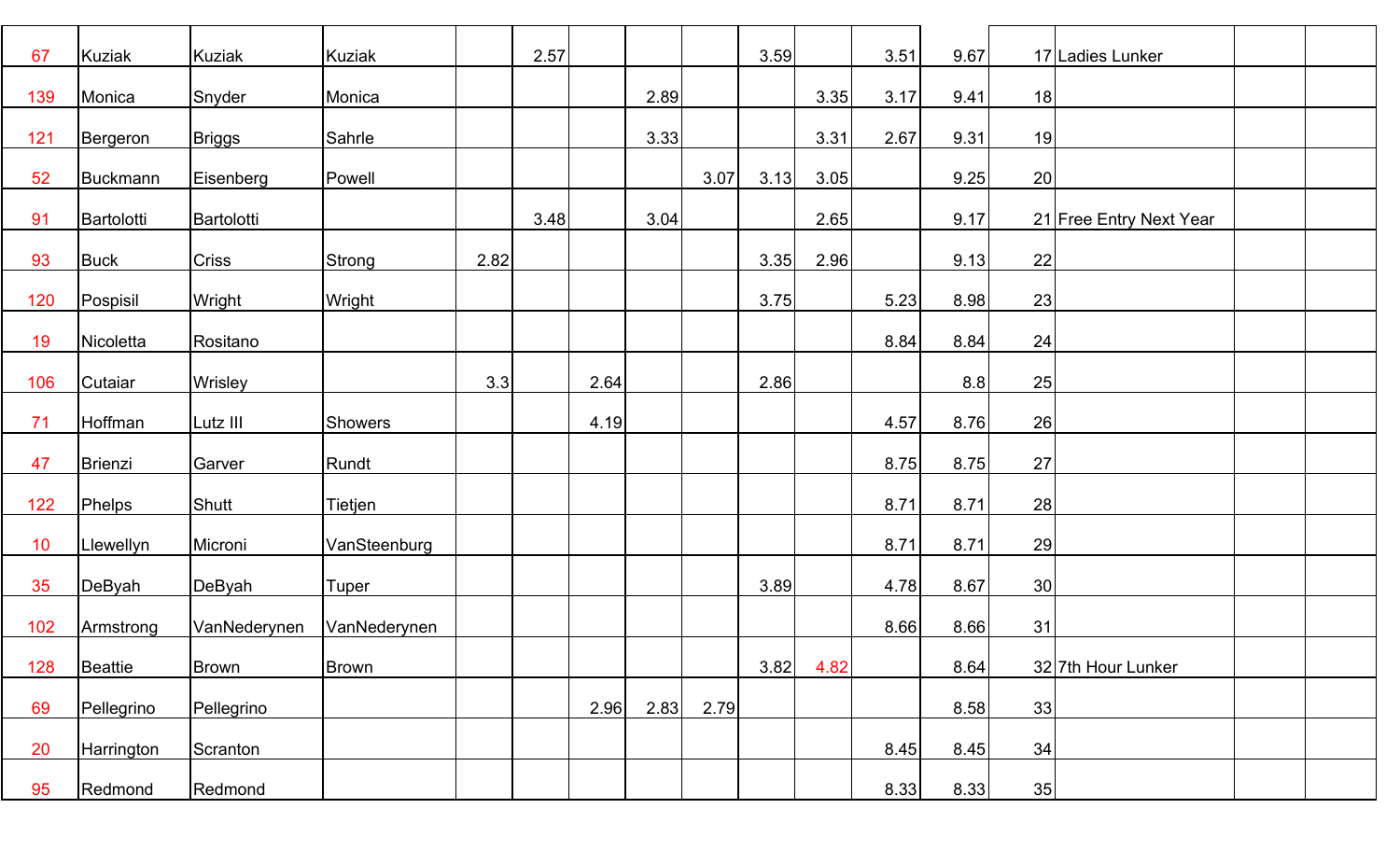| | | | | | | | | | | | | | | | | |
|---|---|---|---|---|---|---|---|---|---|---|---|---|---|---|---|---|
| 67 | Kuziak | Kuziak | Kuziak | | 2.57 | | | | 3.59 | | 3.51 | 9.67 | 17 | Ladies Lunker | | |
| 139 | Monica | Snyder | Monica | | | | 2.89 | | | 3.35 | 3.17 | 9.41 | 18 | | | |
| 121 | Bergeron | Briggs | Sahrle | | | | 3.33 | | | 3.31 | 2.67 | 9.31 | 19 | | | |
| 52 | Buckmann | Eisenberg | Powell | | | | | 3.07 | 3.13 | 3.05 | | 9.25 | 20 | | | |
| 91 | Bartolotti | Bartolotti | | | 3.48 | | 3.04 | | | 2.65 | | 9.17 | 21 | Free Entry Next Year | | |
| 93 | Buck | Criss | Strong | 2.82 | | | | | 3.35 | 2.96 | | 9.13 | 22 | | | |
| 120 | Pospisil | Wright | Wright | | | | | | 3.75 | | 5.23 | 8.98 | 23 | | | |
| 19 | Nicoletta | Rositano | | | | | | | | | 8.84 | 8.84 | 24 | | | |
| 106 | Cutaiar | Wrisley | | 3.3 | | 2.64 | | | 2.86 | | | 8.8 | 25 | | | |
| 71 | Hoffman | Lutz III | Showers | | | 4.19 | | | | | 4.57 | 8.76 | 26 | | | |
| 47 | Brienzi | Garver | Rundt | | | | | | | | 8.75 | 8.75 | 27 | | | |
| 122 | Phelps | Shutt | Tietjen | | | | | | | | 8.71 | 8.71 | 28 | | | |
| 10 | Llewellyn | Microni | VanSteenburg | | | | | | | | 8.71 | 8.71 | 29 | | | |
| 35 | DeByah | DeByah | Tuper | | | | | | 3.89 | | 4.78 | 8.67 | 30 | | | |
| 102 | Armstrong | VanNederynen | VanNederynen | | | | | | | | 8.66 | 8.66 | 31 | | | |
| 128 | Beattie | Brown | Brown | | | | | | 3.82 | 4.82 | | 8.64 | 32 | 7th Hour Lunker | | |
| 69 | Pellegrino | Pellegrino | | | | 2.96 | 2.83 | 2.79 | | | | 8.58 | 33 | | | |
| 20 | Harrington | Scranton | | | | | | | | | 8.45 | 8.45 | 34 | | | |
| 95 | Redmond | Redmond | | | | | | | | | 8.33 | 8.33 | 35 | | | |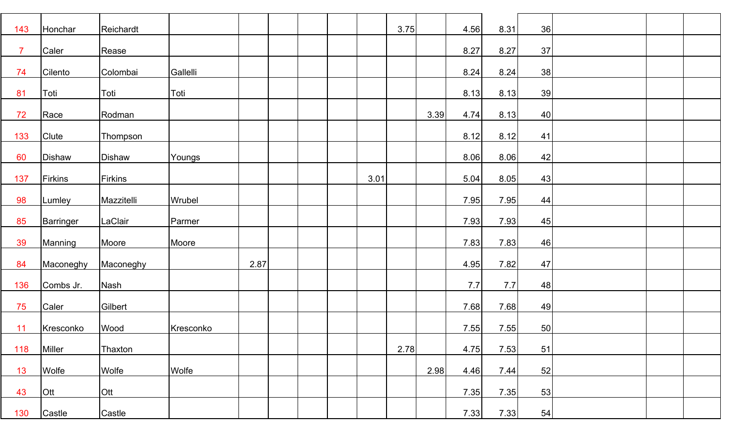| | | | | | | | | | | | | | | | | |
|---|---|---|---|---|---|---|---|---|---|---|---|---|---|---|---|---|
| 143 | Honchar | Reichardt | | | | | | | 3.75 | | 4.56 | 8.31 | 36 | | | |
| 7 | Caler | Rease | | | | | | | | | 8.27 | 8.27 | 37 | | | |
| 74 | Cilento | Colombai | Gallelli | | | | | | | | 8.24 | 8.24 | 38 | | | |
| 81 | Toti | Toti | Toti | | | | | | | | 8.13 | 8.13 | 39 | | | |
| 72 | Race | Rodman | | | | | | | | 3.39 | 4.74 | 8.13 | 40 | | | |
| 133 | Clute | Thompson | | | | | | | | | 8.12 | 8.12 | 41 | | | |
| 60 | Dishaw | Dishaw | Youngs | | | | | | | | 8.06 | 8.06 | 42 | | | |
| 137 | Firkins | Firkins | | | | | | 3.01 | | | 5.04 | 8.05 | 43 | | | |
| 98 | Lumley | Mazzitelli | Wrubel | | | | | | | | 7.95 | 7.95 | 44 | | | |
| 85 | Barringer | LaClair | Parmer | | | | | | | | 7.93 | 7.93 | 45 | | | |
| 39 | Manning | Moore | Moore | | | | | | | | 7.83 | 7.83 | 46 | | | |
| 84 | Maconeghy | Maconeghy | | 2.87 | | | | | | | 4.95 | 7.82 | 47 | | | |
| 136 | Combs Jr. | Nash | | | | | | | | | 7.7 | 7.7 | 48 | | | |
| 75 | Caler | Gilbert | | | | | | | | | 7.68 | 7.68 | 49 | | | |
| 11 | Kresconko | Wood | Kresconko | | | | | | | | 7.55 | 7.55 | 50 | | | |
| 118 | Miller | Thaxton | | | | | | | 2.78 | | 4.75 | 7.53 | 51 | | | |
| 13 | Wolfe | Wolfe | Wolfe | | | | | | | 2.98 | 4.46 | 7.44 | 52 | | | |
| 43 | Ott | Ott | | | | | | | | | 7.35 | 7.35 | 53 | | | |
| 130 | Castle | Castle | | | | | | | | | 7.33 | 7.33 | 54 | | | |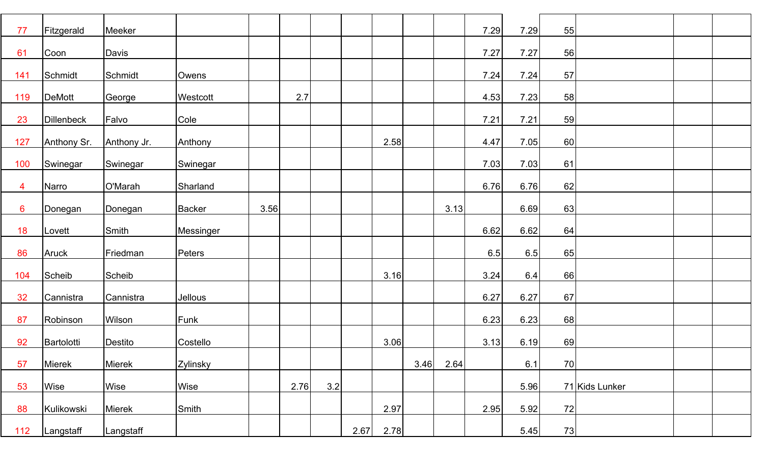| | | | | | | | | | | | | | | | |
|---|---|---|---|---|---|---|---|---|---|---|---|---|---|---|---|
| 77 | Fitzgerald | Meeker | | | | | | | | | 7.29 | 7.29 | 55 | | |
| 61 | Coon | Davis | | | | | | | | | 7.27 | 7.27 | 56 | | |
| 141 | Schmidt | Schmidt | Owens | | | | | | | | 7.24 | 7.24 | 57 | | |
| 119 | DeMott | George | Westcott | | 2.7 | | | | | | 4.53 | 7.23 | 58 | | |
| 23 | Dillenbeck | Falvo | Cole | | | | | | | | 7.21 | 7.21 | 59 | | |
| 127 | Anthony Sr. | Anthony Jr. | Anthony | | | | | 2.58 | | | 4.47 | 7.05 | 60 | | |
| 100 | Swinegar | Swinegar | Swinegar | | | | | | | | 7.03 | 7.03 | 61 | | |
| 4 | Narro | O'Marah | Sharland | | | | | | | | 6.76 | 6.76 | 62 | | |
| 6 | Donegan | Donegan | Backer | 3.56 | | | | | | 3.13 | | 6.69 | 63 | | |
| 18 | Lovett | Smith | Messinger | | | | | | | | 6.62 | 6.62 | 64 | | |
| 86 | Aruck | Friedman | Peters | | | | | | | | 6.5 | 6.5 | 65 | | |
| 104 | Scheib | Scheib | | | | | | 3.16 | | | 3.24 | 6.4 | 66 | | |
| 32 | Cannistra | Cannistra | Jellous | | | | | | | | 6.27 | 6.27 | 67 | | |
| 87 | Robinson | Wilson | Funk | | | | | | | | 6.23 | 6.23 | 68 | | |
| 92 | Bartolotti | Destito | Costello | | | | | 3.06 | | | 3.13 | 6.19 | 69 | | |
| 57 | Mierek | Mierek | Zylinsky | | | | | | 3.46 | 2.64 | | 6.1 | 70 | | |
| 53 | Wise | Wise | Wise | | 2.76 | 3.2 | | | | | | 5.96 | 71 | Kids Lunker | |
| 88 | Kulikowski | Mierek | Smith | | | | | 2.97 | | | 2.95 | 5.92 | 72 | | |
| 112 | Langstaff | Langstaff | | | | | 2.67 | 2.78 | | | | 5.45 | 73 | | |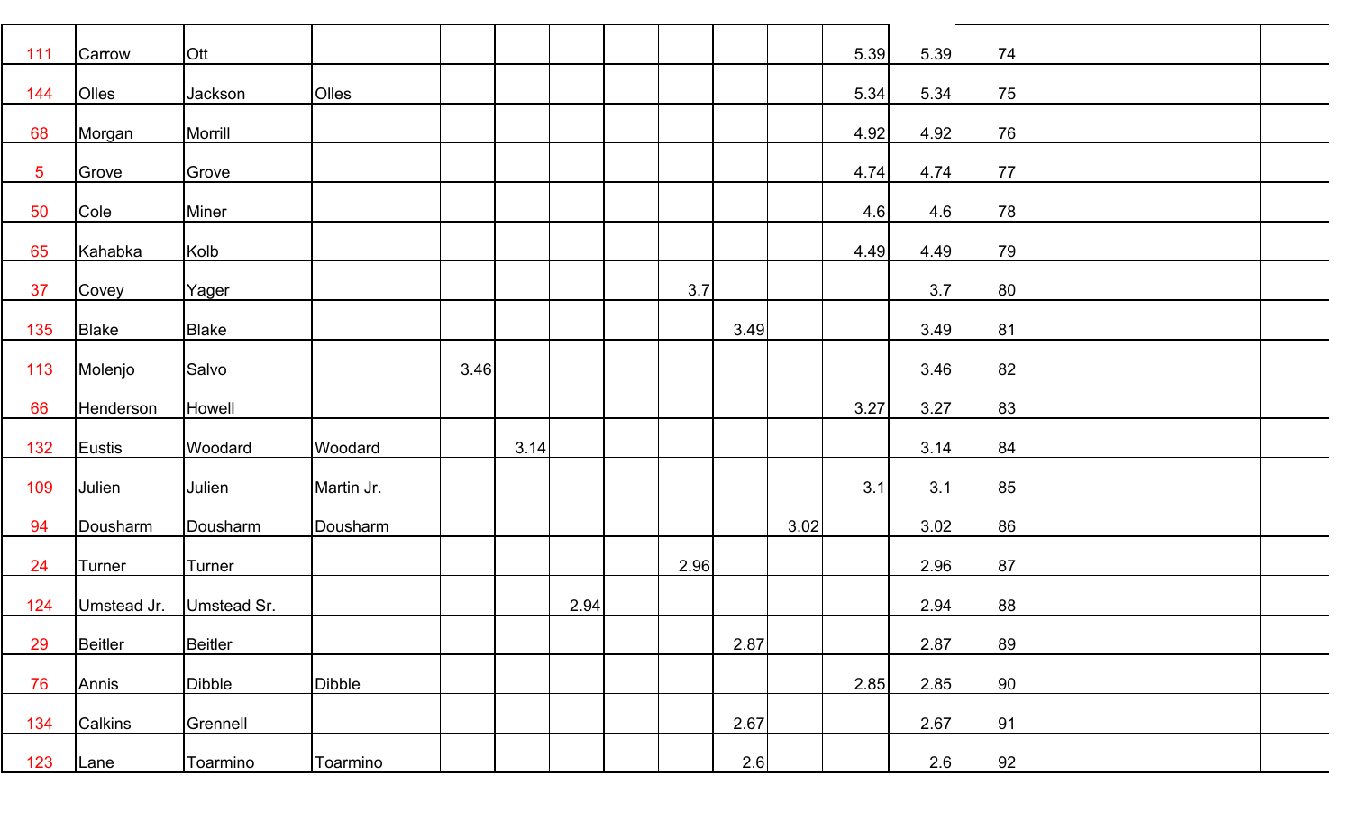| | | | | | | | | | | | | | | | |
|---|---|---|---|---|---|---|---|---|---|---|---|---|---|---|---|
| 111 | Carrow | Ott | | | | | | | | | 5.39 | 5.39 | 74 | | |
| 144 | Olles | Jackson | Olles | | | | | | | | 5.34 | 5.34 | 75 | | |
| 68 | Morgan | Morrill | | | | | | | | | 4.92 | 4.92 | 76 | | |
| 5 | Grove | Grove | | | | | | | | | 4.74 | 4.74 | 77 | | |
| 50 | Cole | Miner | | | | | | | | | 4.6 | 4.6 | 78 | | |
| 65 | Kahabka | Kolb | | | | | | | | | 4.49 | 4.49 | 79 | | |
| 37 | Covey | Yager | | | | | | 3.7 | | | | 3.7 | 80 | | |
| 135 | Blake | Blake | | | | | | | 3.49 | | | 3.49 | 81 | | |
| 113 | Molenjo | Salvo | | 3.46 | | | | | | | | 3.46 | 82 | | |
| 66 | Henderson | Howell | | | | | | | | | 3.27 | 3.27 | 83 | | |
| 132 | Eustis | Woodard | Woodard | | 3.14 | | | | | | | 3.14 | 84 | | |
| 109 | Julien | Julien | Martin Jr. | | | | | | | | 3.1 | 3.1 | 85 | | |
| 94 | Dousharm | Dousharm | Dousharm | | | | | | | 3.02 | | 3.02 | 86 | | |
| 24 | Turner | Turner | | | | | | 2.96 | | | | 2.96 | 87 | | |
| 124 | Umstead Jr. | Umstead Sr. | | | | 2.94 | | | | | | 2.94 | 88 | | |
| 29 | Beitler | Beitler | | | | | | | 2.87 | | | 2.87 | 89 | | |
| 76 | Annis | Dibble | Dibble | | | | | | | | 2.85 | 2.85 | 90 | | |
| 134 | Calkins | Grennell | | | | | | | 2.67 | | | 2.67 | 91 | | |
| 123 | Lane | Toarmino | Toarmino | | | | | | 2.6 | | | 2.6 | 92 | | |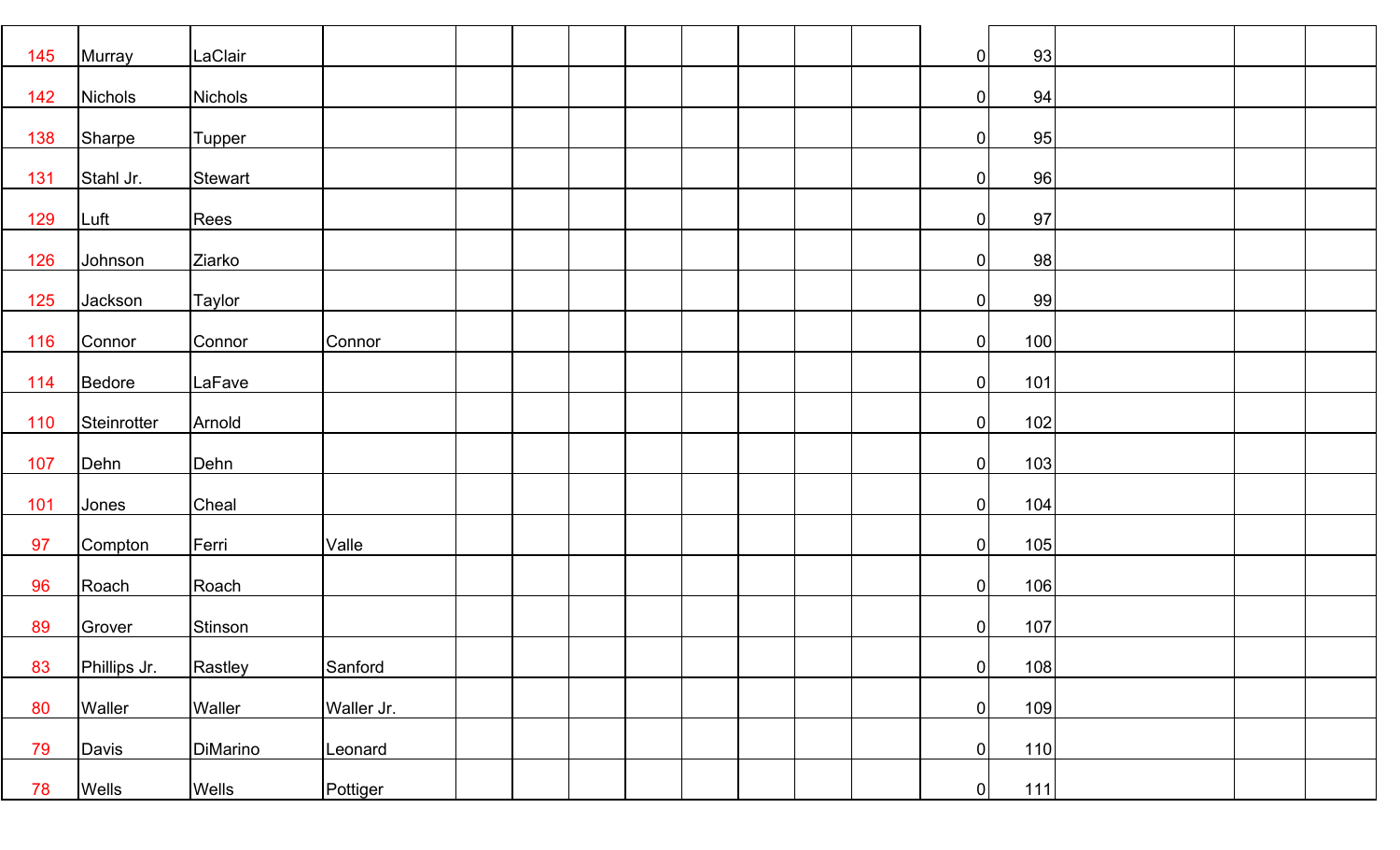| | | | | | | | | | | | | | | | | |
|---|---|---|---|---|---|---|---|---|---|---|---|---|---|---|---|---|
| 145 | Murray | LaClair | | | | | | | | | | 0 | 93 | | | |
| 142 | Nichols | Nichols | | | | | | | | | | 0 | 94 | | | |
| 138 | Sharpe | Tupper | | | | | | | | | | 0 | 95 | | | |
| 131 | Stahl Jr. | Stewart | | | | | | | | | | 0 | 96 | | | |
| 129 | Luft | Rees | | | | | | | | | | 0 | 97 | | | |
| 126 | Johnson | Ziarko | | | | | | | | | | 0 | 98 | | | |
| 125 | Jackson | Taylor | | | | | | | | | | 0 | 99 | | | |
| 116 | Connor | Connor | Connor | | | | | | | | | 0 | 100 | | | |
| 114 | Bedore | LaFave | | | | | | | | | | 0 | 101 | | | |
| 110 | Steinrotter | Arnold | | | | | | | | | | 0 | 102 | | | |
| 107 | Dehn | Dehn | | | | | | | | | | 0 | 103 | | | |
| 101 | Jones | Cheal | | | | | | | | | | 0 | 104 | | | |
| 97 | Compton | Ferri | Valle | | | | | | | | | 0 | 105 | | | |
| 96 | Roach | Roach | | | | | | | | | | 0 | 106 | | | |
| 89 | Grover | Stinson | | | | | | | | | | 0 | 107 | | | |
| 83 | Phillips Jr. | Rastley | Sanford | | | | | | | | | 0 | 108 | | | |
| 80 | Waller | Waller | Waller Jr. | | | | | | | | | 0 | 109 | | | |
| 79 | Davis | DiMarino | Leonard | | | | | | | | | 0 | 110 | | | |
| 78 | Wells | Wells | Pottiger | | | | | | | | | 0 | 111 | | | |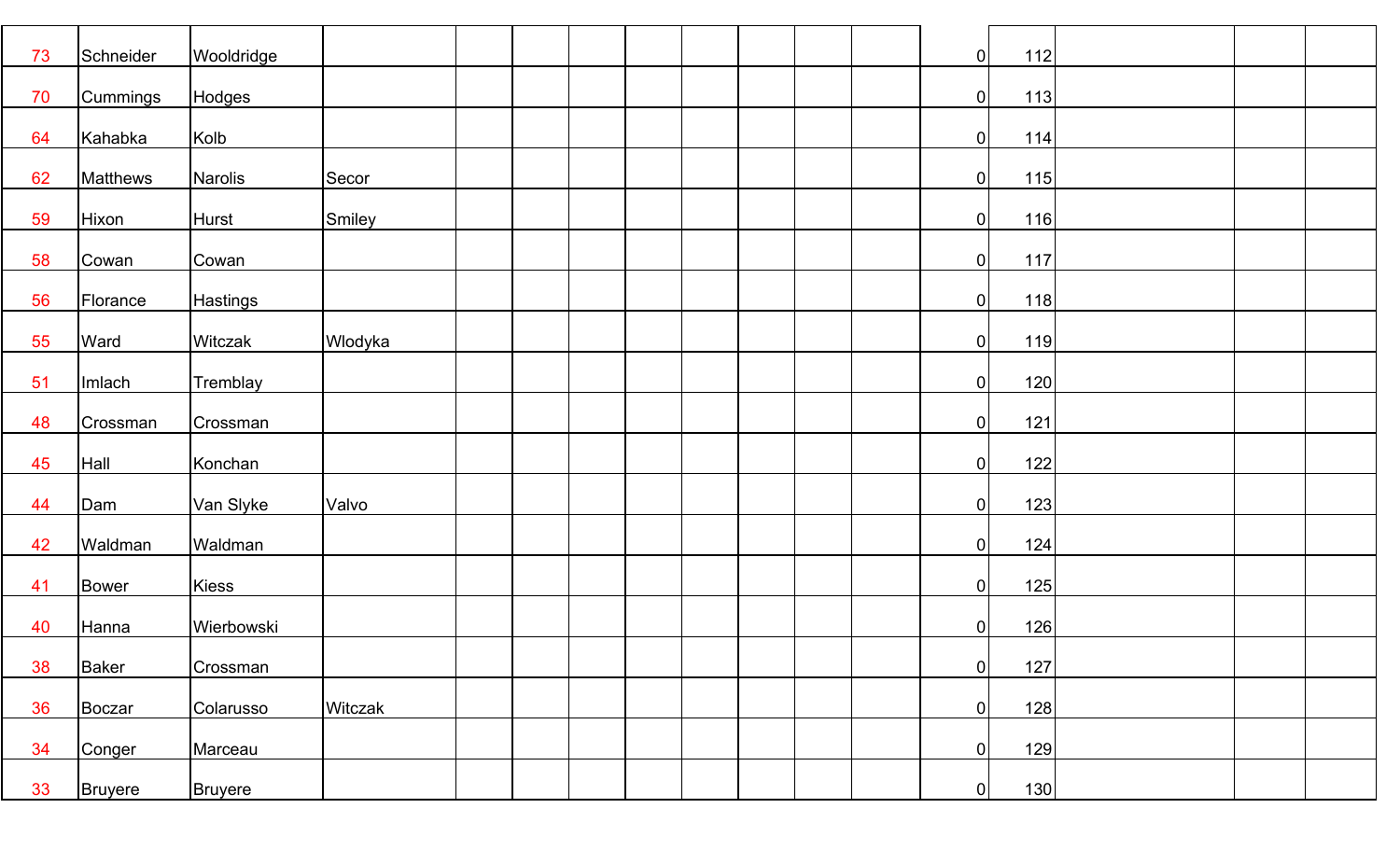| | | | | | | | | | | | | | | | | |
|---|---|---|---|---|---|---|---|---|---|---|---|---|---|---|---|---|
| 73 | Schneider | Wooldridge | | | | | | | | | | 0 | 112 | | | |
| 70 | Cummings | Hodges | | | | | | | | | | 0 | 113 | | | |
| 64 | Kahabka | Kolb | | | | | | | | | | 0 | 114 | | | |
| 62 | Matthews | Narolis | Secor | | | | | | | | | 0 | 115 | | | |
| 59 | Hixon | Hurst | Smiley | | | | | | | | | 0 | 116 | | | |
| 58 | Cowan | Cowan | | | | | | | | | | 0 | 117 | | | |
| 56 | Florance | Hastings | | | | | | | | | | 0 | 118 | | | |
| 55 | Ward | Witczak | Wlodyka | | | | | | | | | 0 | 119 | | | |
| 51 | Imlach | Tremblay | | | | | | | | | | 0 | 120 | | | |
| 48 | Crossman | Crossman | | | | | | | | | | 0 | 121 | | | |
| 45 | Hall | Konchan | | | | | | | | | | 0 | 122 | | | |
| 44 | Dam | Van Slyke | Valvo | | | | | | | | | 0 | 123 | | | |
| 42 | Waldman | Waldman | | | | | | | | | | 0 | 124 | | | |
| 41 | Bower | Kiess | | | | | | | | | | 0 | 125 | | | |
| 40 | Hanna | Wierbowski | | | | | | | | | | 0 | 126 | | | |
| 38 | Baker | Crossman | | | | | | | | | | 0 | 127 | | | |
| 36 | Boczar | Colarusso | Witczak | | | | | | | | | 0 | 128 | | | |
| 34 | Conger | Marceau | | | | | | | | | | 0 | 129 | | | |
| 33 | Bruyere | Bruyere | | | | | | | | | | 0 | 130 | | | |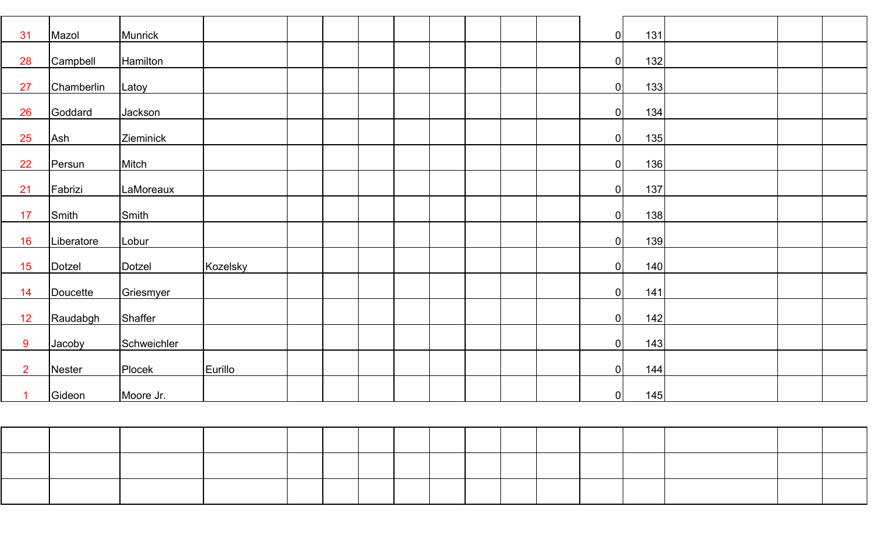| | | | | | | | | | | | | | | | | |
|---|---|---|---|---|---|---|---|---|---|---|---|---|---|---|---|---|
| 31 | Mazol | Munrick | | | | | | | | | | 0 | 131 | | | |
| 28 | Campbell | Hamilton | | | | | | | | | | 0 | 132 | | | |
| 27 | Chamberlin | Latoy | | | | | | | | | | 0 | 133 | | | |
| 26 | Goddard | Jackson | | | | | | | | | | 0 | 134 | | | |
| 25 | Ash | Zieminick | | | | | | | | | | 0 | 135 | | | |
| 22 | Persun | Mitch | | | | | | | | | | 0 | 136 | | | |
| 21 | Fabrizi | LaMoreaux | | | | | | | | | | 0 | 137 | | | |
| 17 | Smith | Smith | | | | | | | | | | 0 | 138 | | | |
| 16 | Liberatore | Lobur | | | | | | | | | | 0 | 139 | | | |
| 15 | Dotzel | Dotzel | Kozelsky | | | | | | | | | 0 | 140 | | | |
| 14 | Doucette | Griesmyer | | | | | | | | | | 0 | 141 | | | |
| 12 | Raudabgh | Shaffer | | | | | | | | | | 0 | 142 | | | |
| 9 | Jacoby | Schweichler | | | | | | | | | | 0 | 143 | | | |
| 2 | Nester | Plocek | Eurillo | | | | | | | | | 0 | 144 | | | |
| 1 | Gideon | Moore Jr. | | | | | | | | | | 0 | 145 | | | |